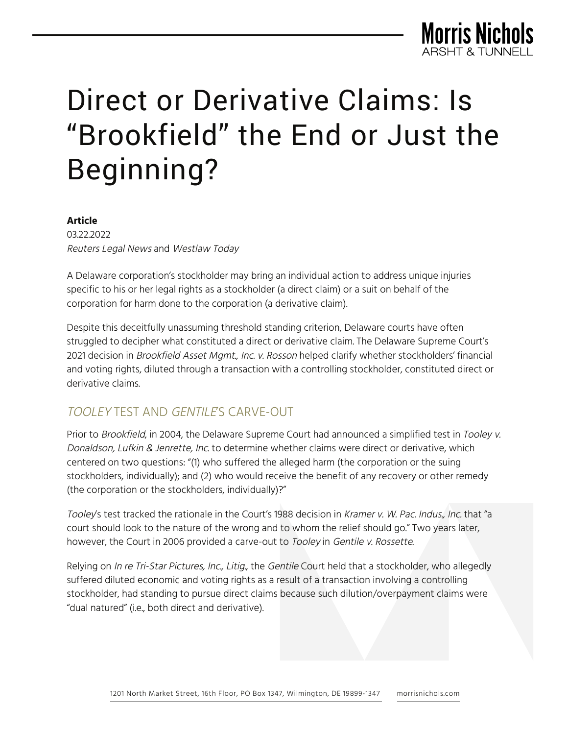# Direct or Derivative Claims: Is "Brookfield" the End or Just the Beginning?

**Article**
03.22.2022
*Reuters Legal News* and *Westlaw Today*

A Delaware corporation's stockholder may bring an individual action to address unique injuries specific to his or her legal rights as a stockholder (a direct claim) or a suit on behalf of the corporation for harm done to the corporation (a derivative claim).

Despite this deceitfully unassuming threshold standing criterion, Delaware courts have often struggled to decipher what constituted a direct or derivative claim. The Delaware Supreme Court's 2021 decision in *Brookfield Asset Mgmt., Inc. v. Rosson* helped clarify whether stockholders' financial and voting rights, diluted through a transaction with a controlling stockholder, constituted direct or derivative claims.

## *TOOLEY* TEST AND *GENTILE*'S CARVE-OUT

Prior to *Brookfield*, in 2004, the Delaware Supreme Court had announced a simplified test in *Tooley v. Donaldson, Lufkin & Jenrette, Inc.* to determine whether claims were direct or derivative, which centered on two questions: "(1) who suffered the alleged harm (the corporation or the suing stockholders, individually); and (2) who would receive the benefit of any recovery or other remedy (the corporation or the stockholders, individually)?"

*Tooley*'s test tracked the rationale in the Court's 1988 decision in *Kramer v. W. Pac. Indus., Inc.* that "a court should look to the nature of the wrong and to whom the relief should go." Two years later, however, the Court in 2006 provided a carve-out to *Tooley* in *Gentile v. Rossette*.

Relying on *In re Tri-Star Pictures, Inc., Litig.*, the *Gentile* Court held that a stockholder, who allegedly suffered diluted economic and voting rights as a result of a transaction involving a controlling stockholder, had standing to pursue direct claims because such dilution/overpayment claims were "dual natured" (i.e., both direct and derivative).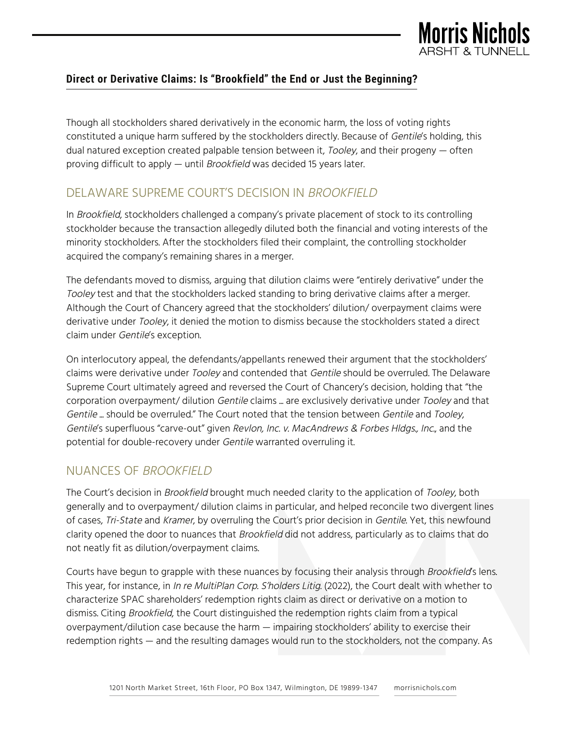Though all stockholders shared derivatively in the economic harm, the loss of voting rights constituted a unique harm suffered by the stockholders directly. Because of *Gentile*'s holding, this dual natured exception created palpable tension between it, *Tooley*, and their progeny — often proving difficult to apply — until *Brookfield* was decided 15 years later.

## DELAWARE SUPREME COURT'S DECISION IN *BROOKFIELD*

In *Brookfield*, stockholders challenged a company's private placement of stock to its controlling stockholder because the transaction allegedly diluted both the financial and voting interests of the minority stockholders. After the stockholders filed their complaint, the controlling stockholder acquired the company's remaining shares in a merger.

The defendants moved to dismiss, arguing that dilution claims were "entirely derivative" under the *Tooley* test and that the stockholders lacked standing to bring derivative claims after a merger. Although the Court of Chancery agreed that the stockholders' dilution/ overpayment claims were derivative under *Tooley*, it denied the motion to dismiss because the stockholders stated a direct claim under *Gentile*'s exception.

On interlocutory appeal, the defendants/appellants renewed their argument that the stockholders' claims were derivative under *Tooley* and contended that *Gentile* should be overruled. The Delaware Supreme Court ultimately agreed and reversed the Court of Chancery's decision, holding that "the corporation overpayment/ dilution *Gentile* claims … are exclusively derivative under *Tooley* and that *Gentile* … should be overruled." The Court noted that the tension between *Gentile* and *Tooley*, *Gentile*'s superfluous "carve-out" given *Revlon, Inc. v. MacAndrews & Forbes Hldgs., Inc.*, and the potential for double-recovery under *Gentile* warranted overruling it.

## NUANCES OF *BROOKFIELD*

The Court's decision in *Brookfield* brought much needed clarity to the application of *Tooley*, both generally and to overpayment/ dilution claims in particular, and helped reconcile two divergent lines of cases, *Tri-State* and *Kramer*, by overruling the Court's prior decision in *Gentile*. Yet, this newfound clarity opened the door to nuances that *Brookfield* did not address, particularly as to claims that do not neatly fit as dilution/overpayment claims.

Courts have begun to grapple with these nuances by focusing their analysis through *Brookfield*'s lens. This year, for instance, in *In re MultiPlan Corp. S'holders Litig.* (2022), the Court dealt with whether to characterize SPAC shareholders' redemption rights claim as direct or derivative on a motion to dismiss. Citing *Brookfield*, the Court distinguished the redemption rights claim from a typical overpayment/dilution case because the harm — impairing stockholders' ability to exercise their redemption rights — and the resulting damages would run to the stockholders, not the company. As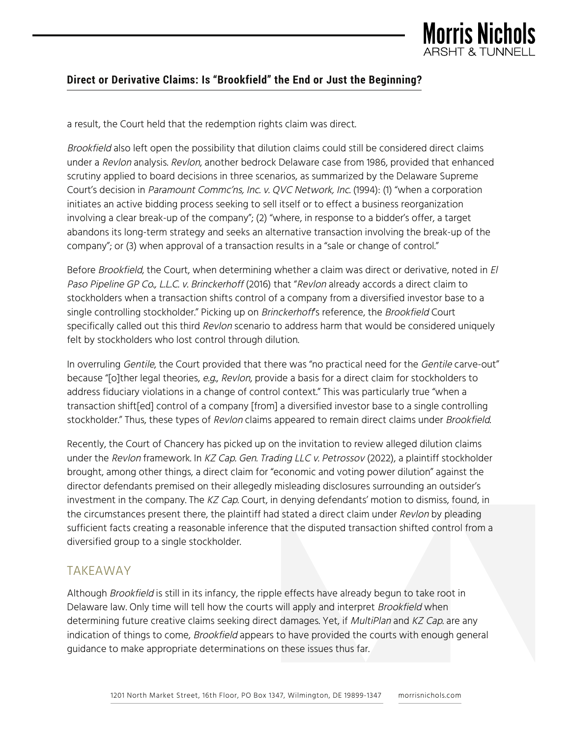a result, the Court held that the redemption rights claim was direct.

*Brookfield* also left open the possibility that dilution claims could still be considered direct claims under a *Revlon* analysis. *Revlon*, another bedrock Delaware case from 1986, provided that enhanced scrutiny applied to board decisions in three scenarios, as summarized by the Delaware Supreme Court's decision in *Paramount Commc'ns, Inc. v. QVC Network, Inc.* (1994): (1) "when a corporation initiates an active bidding process seeking to sell itself or to effect a business reorganization involving a clear break-up of the company"; (2) "where, in response to a bidder's offer, a target abandons its long-term strategy and seeks an alternative transaction involving the break-up of the company"; or (3) when approval of a transaction results in a "sale or change of control."

Before *Brookfield*, the Court, when determining whether a claim was direct or derivative, noted in *El Paso Pipeline GP Co., L.L.C. v. Brinckerhoff* (2016) that "*Revlon* already accords a direct claim to stockholders when a transaction shifts control of a company from a diversified investor base to a single controlling stockholder." Picking up on *Brinckerhoff*'s reference, the *Brookfield* Court specifically called out this third *Revlon* scenario to address harm that would be considered uniquely felt by stockholders who lost control through dilution.

In overruling *Gentile*, the Court provided that there was "no practical need for the *Gentile* carve-out" because "[o]ther legal theories, *e.g., Revlon*, provide a basis for a direct claim for stockholders to address fiduciary violations in a change of control context." This was particularly true "when a transaction shift[ed] control of a company [from] a diversified investor base to a single controlling stockholder." Thus, these types of *Revlon* claims appeared to remain direct claims under *Brookfield*.

Recently, the Court of Chancery has picked up on the invitation to review alleged dilution claims under the *Revlon* framework. In *KZ Cap. Gen. Trading LLC v. Petrossov* (2022), a plaintiff stockholder brought, among other things, a direct claim for "economic and voting power dilution" against the director defendants premised on their allegedly misleading disclosures surrounding an outsider's investment in the company. The *KZ Cap.* Court, in denying defendants' motion to dismiss, found, in the circumstances present there, the plaintiff had stated a direct claim under *Revlon* by pleading sufficient facts creating a reasonable inference that the disputed transaction shifted control from a diversified group to a single stockholder.

## TAKEAWAY

Although *Brookfield* is still in its infancy, the ripple effects have already begun to take root in Delaware law. Only time will tell how the courts will apply and interpret *Brookfield* when determining future creative claims seeking direct damages. Yet, if *MultiPlan* and *KZ Cap.* are any indication of things to come, *Brookfield* appears to have provided the courts with enough general guidance to make appropriate determinations on these issues thus far.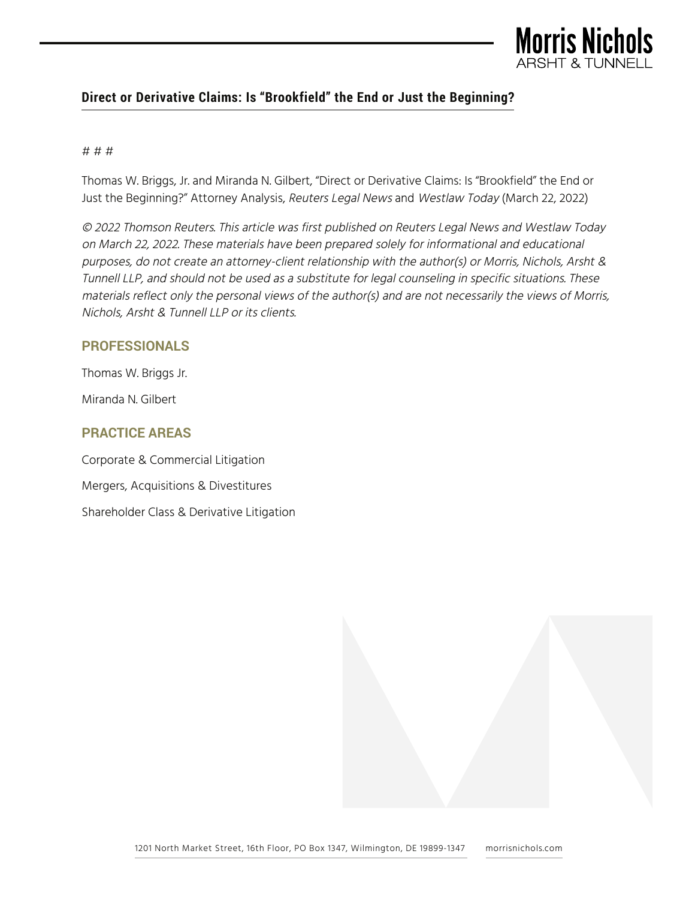# # #

Thomas W. Briggs, Jr. and Miranda N. Gilbert, "Direct or Derivative Claims: Is "Brookfield" the End or Just the Beginning?" Attorney Analysis, *Reuters Legal News* and *Westlaw Today* (March 22, 2022)

*© 2022 Thomson Reuters. This article was first published on Reuters Legal News and Westlaw Today on March 22, 2022. These materials have been prepared solely for informational and educational purposes, do not create an attorney-client relationship with the author(s) or Morris, Nichols, Arsht & Tunnell LLP, and should not be used as a substitute for legal counseling in specific situations. These materials reflect only the personal views of the author(s) and are not necessarily the views of Morris, Nichols, Arsht & Tunnell LLP or its clients.*

## PROFESSIONALS

Thomas W. Briggs Jr.

Miranda N. Gilbert

## PRACTICE AREAS

Corporate & Commercial Litigation

Mergers, Acquisitions & Divestitures

Shareholder Class & Derivative Litigation